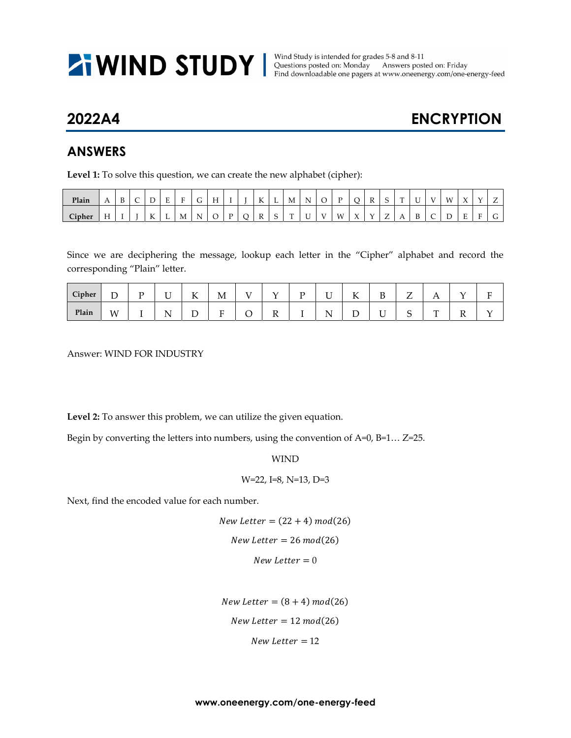# WIND STUDY

Wind Study is intended for grades 5-8 and 8-11
Questions posted on: Monday Answers posted on: Friday
Find downloadable one pagers at www.oneenergy.com/one-energy-feed

## 2022A4 ENCRYPTION

## ANSWERS

**Level 1:** To solve this question, we can create the new alphabet (cipher):

| Plain | A | B | C | D | E | F | G | H | I | J | K | L | M | N | O | P | Q | R | S | T | U | V | W | X | Y | Z |
|---|---|---|---|---|---|---|---|---|---|---|---|---|---|---|---|---|---|---|---|---|---|---|---|---|---|---|
| Cipher | H | I | J | K | L | M | N | O | P | Q | R | S | T | U | V | W | X | Y | Z | A | B | C | D | E | F | G |

Since we are deciphering the message, lookup each letter in the "Cipher" alphabet and record the corresponding "Plain" letter.

| Cipher | D | P | U | K | M | V | Y | P | U | K | B | Z | A | Y | F |
|---|---|---|---|---|---|---|---|---|---|---|---|---|---|---|---|
| Plain | W | I | N | D | F | O | R | I | N | D | U | S | T | R | Y |

Answer: WIND FOR INDUSTRY

**Level 2:** To answer this problem, we can utilize the given equation.

Begin by converting the letters into numbers, using the convention of A=0, B=1… Z=25.

WIND

W=22, I=8, N=13, D=3

Next, find the encoded value for each number.

$$New\ Letter = (22 + 4)\ mod(26)$$

$$New\ Letter = 26\ mod(26)$$

$$New\ Letter = 0$$

$$New\ Letter = (8 + 4)\ mod(26)$$

$$New\ Letter = 12\ mod(26)$$

$$New\ Letter = 12$$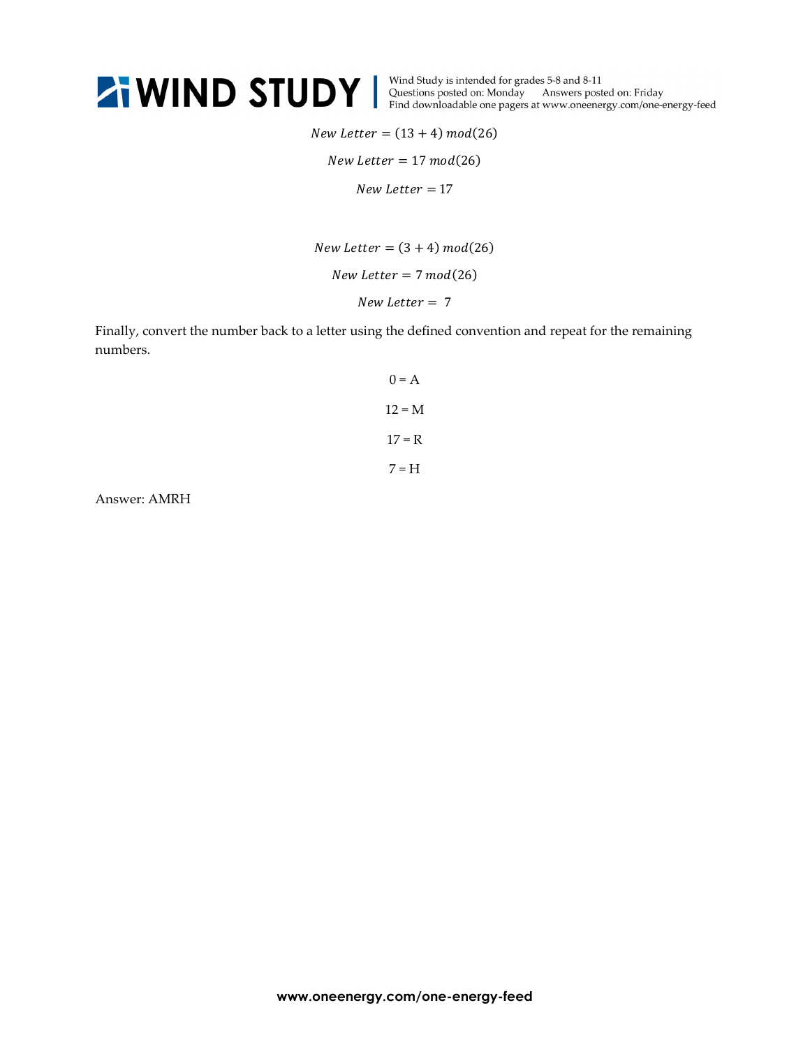$$New\ Letter = (13 + 4)\ mod(26)$$

$$New\ Letter = 17\ mod(26)$$

$$New\ Letter = 17$$

$$New\ Letter = (3 + 4)\ mod(26)$$

$$New\ Letter = 7\ mod(26)$$

$$New\ Letter = 7$$

Finally, convert the number back to a letter using the defined convention and repeat for the remaining numbers.

0 = A

12 = M

17 = R

7 = H

Answer: AMRH